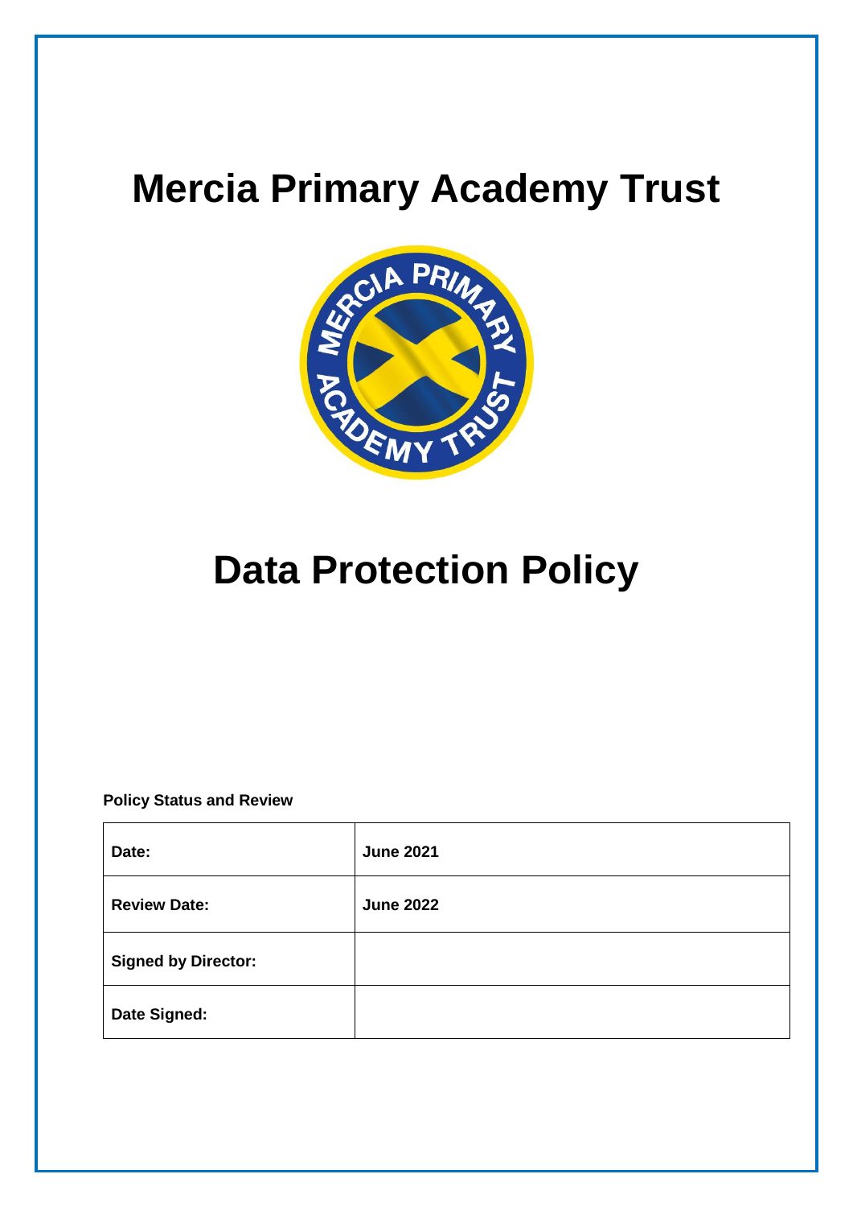# Mercia Primary Academy Trust

# Data Protection Policy

**Policy Status and Review**

| | |
|---|---|
| **Date:** | **June 2021** |
| **Review Date:** | **June 2022** |
| **Signed by Director:** | |
| **Date Signed:** | |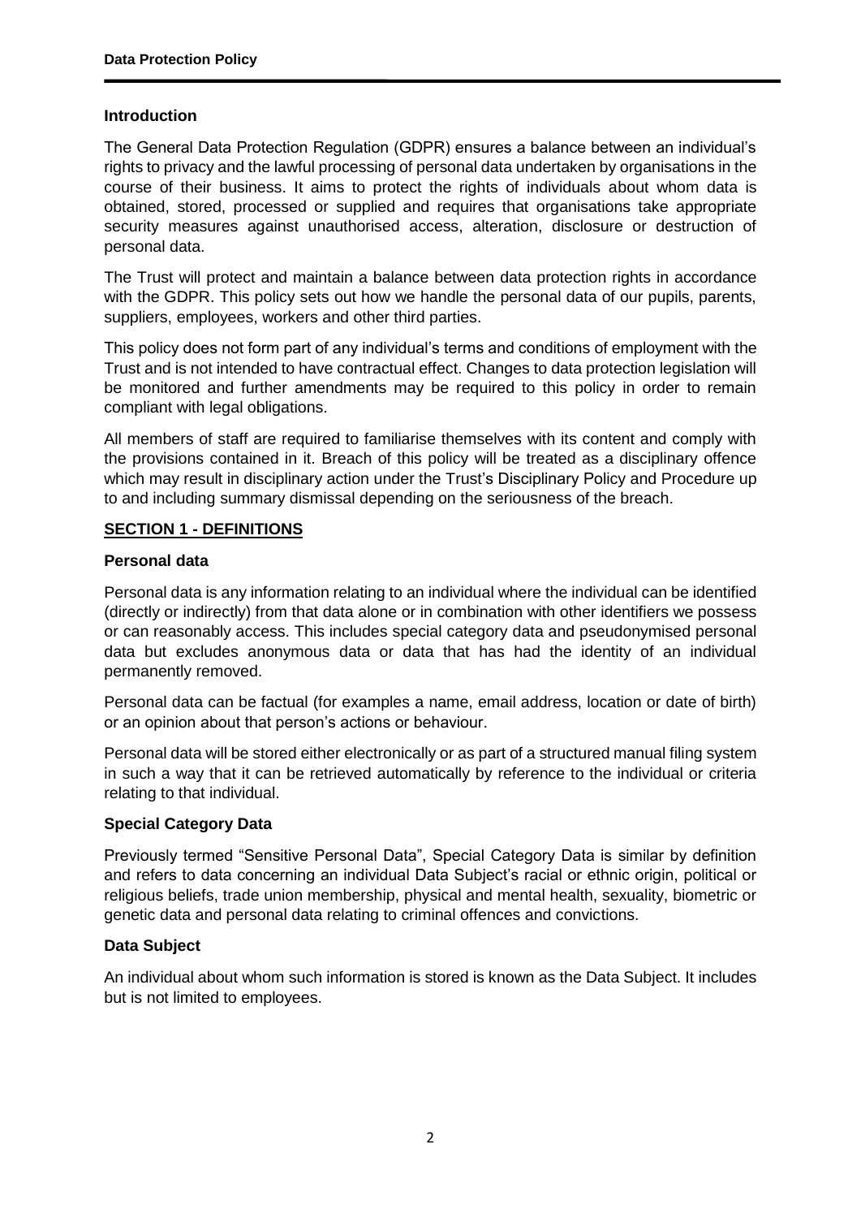## Introduction

The General Data Protection Regulation (GDPR) ensures a balance between an individual's rights to privacy and the lawful processing of personal data undertaken by organisations in the course of their business. It aims to protect the rights of individuals about whom data is obtained, stored, processed or supplied and requires that organisations take appropriate security measures against unauthorised access, alteration, disclosure or destruction of personal data.

The Trust will protect and maintain a balance between data protection rights in accordance with the GDPR. This policy sets out how we handle the personal data of our pupils, parents, suppliers, employees, workers and other third parties.

This policy does not form part of any individual's terms and conditions of employment with the Trust and is not intended to have contractual effect. Changes to data protection legislation will be monitored and further amendments may be required to this policy in order to remain compliant with legal obligations.

All members of staff are required to familiarise themselves with its content and comply with the provisions contained in it. Breach of this policy will be treated as a disciplinary offence which may result in disciplinary action under the Trust's Disciplinary Policy and Procedure up to and including summary dismissal depending on the seriousness of the breach.

## SECTION 1 - DEFINITIONS

### Personal data

Personal data is any information relating to an individual where the individual can be identified (directly or indirectly) from that data alone or in combination with other identifiers we possess or can reasonably access. This includes special category data and pseudonymised personal data but excludes anonymous data or data that has had the identity of an individual permanently removed.

Personal data can be factual (for examples a name, email address, location or date of birth) or an opinion about that person's actions or behaviour.

Personal data will be stored either electronically or as part of a structured manual filing system in such a way that it can be retrieved automatically by reference to the individual or criteria relating to that individual.

### Special Category Data

Previously termed "Sensitive Personal Data", Special Category Data is similar by definition and refers to data concerning an individual Data Subject's racial or ethnic origin, political or religious beliefs, trade union membership, physical and mental health, sexuality, biometric or genetic data and personal data relating to criminal offences and convictions.

### Data Subject

An individual about whom such information is stored is known as the Data Subject. It includes but is not limited to employees.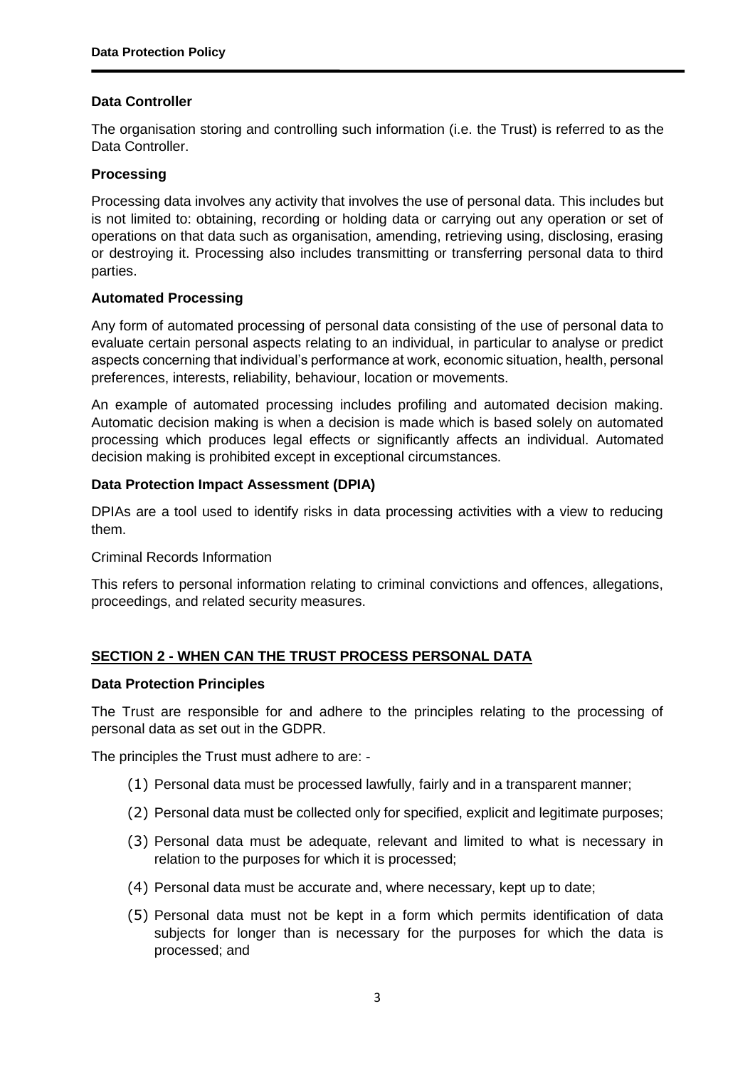### Data Controller

The organisation storing and controlling such information (i.e. the Trust) is referred to as the Data Controller.

### Processing

Processing data involves any activity that involves the use of personal data. This includes but is not limited to: obtaining, recording or holding data or carrying out any operation or set of operations on that data such as organisation, amending, retrieving using, disclosing, erasing or destroying it. Processing also includes transmitting or transferring personal data to third parties.

### Automated Processing

Any form of automated processing of personal data consisting of the use of personal data to evaluate certain personal aspects relating to an individual, in particular to analyse or predict aspects concerning that individual's performance at work, economic situation, health, personal preferences, interests, reliability, behaviour, location or movements.

An example of automated processing includes profiling and automated decision making. Automatic decision making is when a decision is made which is based solely on automated processing which produces legal effects or significantly affects an individual. Automated decision making is prohibited except in exceptional circumstances.

### Data Protection Impact Assessment (DPIA)

DPIAs are a tool used to identify risks in data processing activities with a view to reducing them.

Criminal Records Information

This refers to personal information relating to criminal convictions and offences, allegations, proceedings, and related security measures.

## SECTION 2 - WHEN CAN THE TRUST PROCESS PERSONAL DATA

### Data Protection Principles

The Trust are responsible for and adhere to the principles relating to the processing of personal data as set out in the GDPR.

The principles the Trust must adhere to are: -

(1) Personal data must be processed lawfully, fairly and in a transparent manner;

(2) Personal data must be collected only for specified, explicit and legitimate purposes;

(3) Personal data must be adequate, relevant and limited to what is necessary in relation to the purposes for which it is processed;

(4) Personal data must be accurate and, where necessary, kept up to date;

(5) Personal data must not be kept in a form which permits identification of data subjects for longer than is necessary for the purposes for which the data is processed; and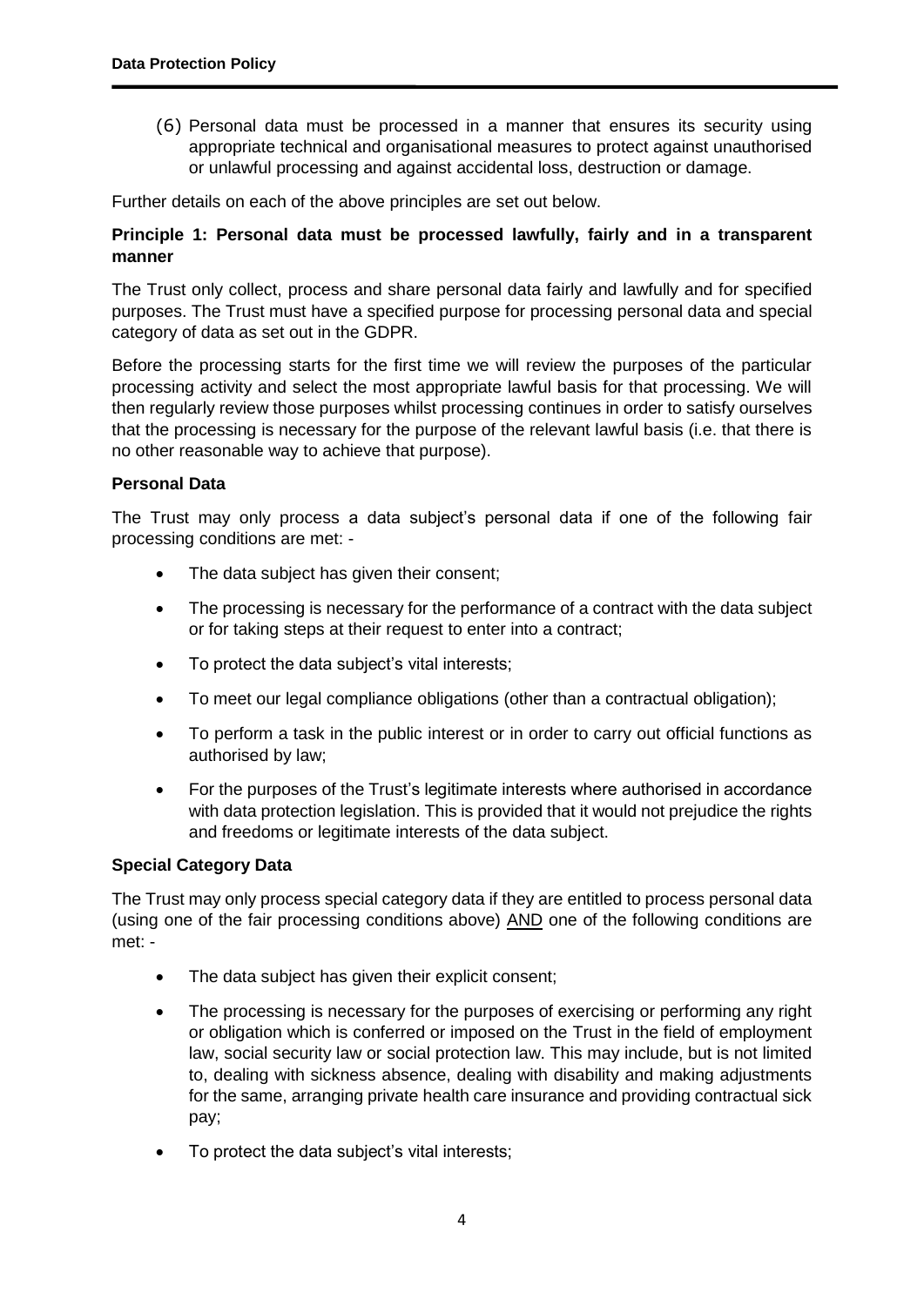(6) Personal data must be processed in a manner that ensures its security using appropriate technical and organisational measures to protect against unauthorised or unlawful processing and against accidental loss, destruction or damage.

Further details on each of the above principles are set out below.

**Principle 1: Personal data must be processed lawfully, fairly and in a transparent manner**

The Trust only collect, process and share personal data fairly and lawfully and for specified purposes. The Trust must have a specified purpose for processing personal data and special category of data as set out in the GDPR.

Before the processing starts for the first time we will review the purposes of the particular processing activity and select the most appropriate lawful basis for that processing. We will then regularly review those purposes whilst processing continues in order to satisfy ourselves that the processing is necessary for the purpose of the relevant lawful basis (i.e. that there is no other reasonable way to achieve that purpose).

**Personal Data**

The Trust may only process a data subject's personal data if one of the following fair processing conditions are met: -

- The data subject has given their consent;
- The processing is necessary for the performance of a contract with the data subject or for taking steps at their request to enter into a contract;
- To protect the data subject's vital interests;
- To meet our legal compliance obligations (other than a contractual obligation);
- To perform a task in the public interest or in order to carry out official functions as authorised by law;
- For the purposes of the Trust's legitimate interests where authorised in accordance with data protection legislation. This is provided that it would not prejudice the rights and freedoms or legitimate interests of the data subject.

**Special Category Data**

The Trust may only process special category data if they are entitled to process personal data (using one of the fair processing conditions above) <u>AND</u> one of the following conditions are met: -

- The data subject has given their explicit consent;
- The processing is necessary for the purposes of exercising or performing any right or obligation which is conferred or imposed on the Trust in the field of employment law, social security law or social protection law. This may include, but is not limited to, dealing with sickness absence, dealing with disability and making adjustments for the same, arranging private health care insurance and providing contractual sick pay;
- To protect the data subject's vital interests;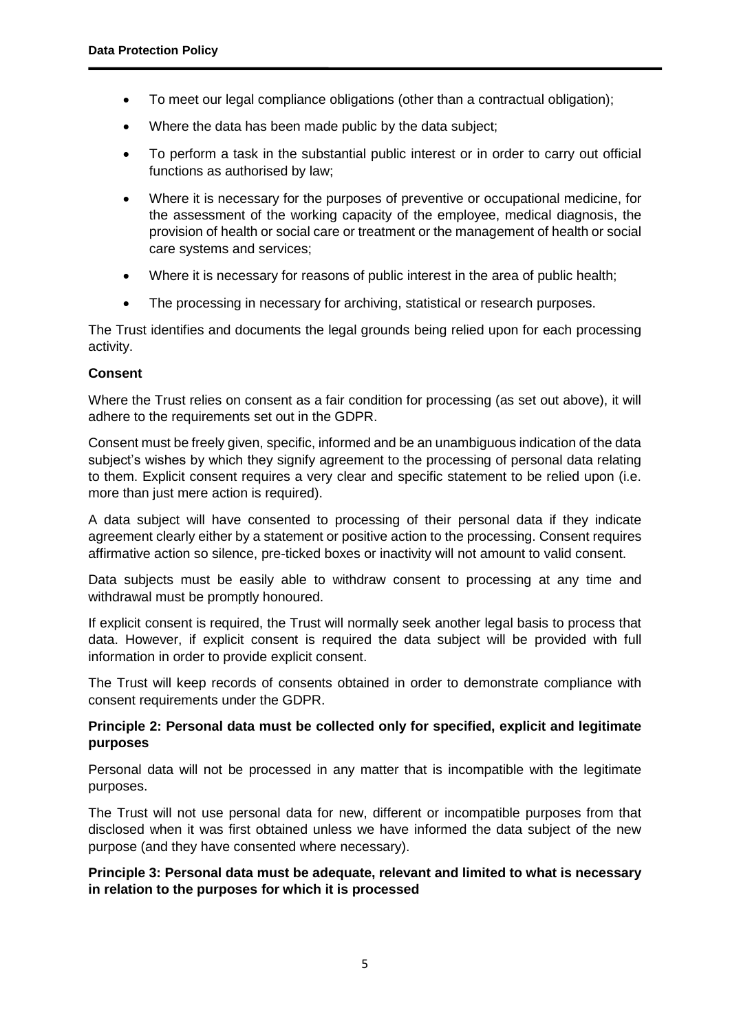- To meet our legal compliance obligations (other than a contractual obligation);
- Where the data has been made public by the data subject;
- To perform a task in the substantial public interest or in order to carry out official functions as authorised by law;
- Where it is necessary for the purposes of preventive or occupational medicine, for the assessment of the working capacity of the employee, medical diagnosis, the provision of health or social care or treatment or the management of health or social care systems and services;
- Where it is necessary for reasons of public interest in the area of public health;
- The processing in necessary for archiving, statistical or research purposes.

The Trust identifies and documents the legal grounds being relied upon for each processing activity.

**Consent**

Where the Trust relies on consent as a fair condition for processing (as set out above), it will adhere to the requirements set out in the GDPR.

Consent must be freely given, specific, informed and be an unambiguous indication of the data subject's wishes by which they signify agreement to the processing of personal data relating to them. Explicit consent requires a very clear and specific statement to be relied upon (i.e. more than just mere action is required).

A data subject will have consented to processing of their personal data if they indicate agreement clearly either by a statement or positive action to the processing. Consent requires affirmative action so silence, pre-ticked boxes or inactivity will not amount to valid consent.

Data subjects must be easily able to withdraw consent to processing at any time and withdrawal must be promptly honoured.

If explicit consent is required, the Trust will normally seek another legal basis to process that data. However, if explicit consent is required the data subject will be provided with full information in order to provide explicit consent.

The Trust will keep records of consents obtained in order to demonstrate compliance with consent requirements under the GDPR.

**Principle 2: Personal data must be collected only for specified, explicit and legitimate purposes**

Personal data will not be processed in any matter that is incompatible with the legitimate purposes.

The Trust will not use personal data for new, different or incompatible purposes from that disclosed when it was first obtained unless we have informed the data subject of the new purpose (and they have consented where necessary).

**Principle 3: Personal data must be adequate, relevant and limited to what is necessary in relation to the purposes for which it is processed**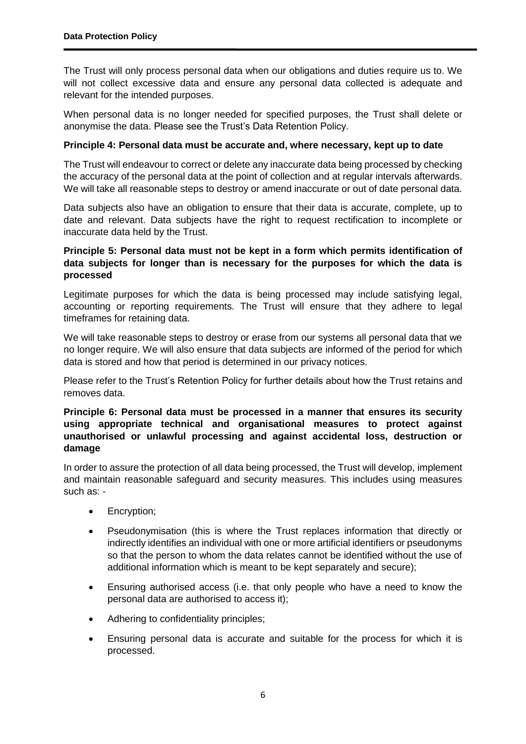The Trust will only process personal data when our obligations and duties require us to. We will not collect excessive data and ensure any personal data collected is adequate and relevant for the intended purposes.

When personal data is no longer needed for specified purposes, the Trust shall delete or anonymise the data. Please see the Trust's Data Retention Policy.

**Principle 4: Personal data must be accurate and, where necessary, kept up to date**

The Trust will endeavour to correct or delete any inaccurate data being processed by checking the accuracy of the personal data at the point of collection and at regular intervals afterwards. We will take all reasonable steps to destroy or amend inaccurate or out of date personal data.

Data subjects also have an obligation to ensure that their data is accurate, complete, up to date and relevant. Data subjects have the right to request rectification to incomplete or inaccurate data held by the Trust.

**Principle 5: Personal data must not be kept in a form which permits identification of data subjects for longer than is necessary for the purposes for which the data is processed**

Legitimate purposes for which the data is being processed may include satisfying legal, accounting or reporting requirements. The Trust will ensure that they adhere to legal timeframes for retaining data.

We will take reasonable steps to destroy or erase from our systems all personal data that we no longer require. We will also ensure that data subjects are informed of the period for which data is stored and how that period is determined in our privacy notices.

Please refer to the Trust's Retention Policy for further details about how the Trust retains and removes data.

**Principle 6: Personal data must be processed in a manner that ensures its security using appropriate technical and organisational measures to protect against unauthorised or unlawful processing and against accidental loss, destruction or damage**

In order to assure the protection of all data being processed, the Trust will develop, implement and maintain reasonable safeguard and security measures. This includes using measures such as: -

- Encryption;
- Pseudonymisation (this is where the Trust replaces information that directly or indirectly identifies an individual with one or more artificial identifiers or pseudonyms so that the person to whom the data relates cannot be identified without the use of additional information which is meant to be kept separately and secure);
- Ensuring authorised access (i.e. that only people who have a need to know the personal data are authorised to access it);
- Adhering to confidentiality principles;
- Ensuring personal data is accurate and suitable for the process for which it is processed.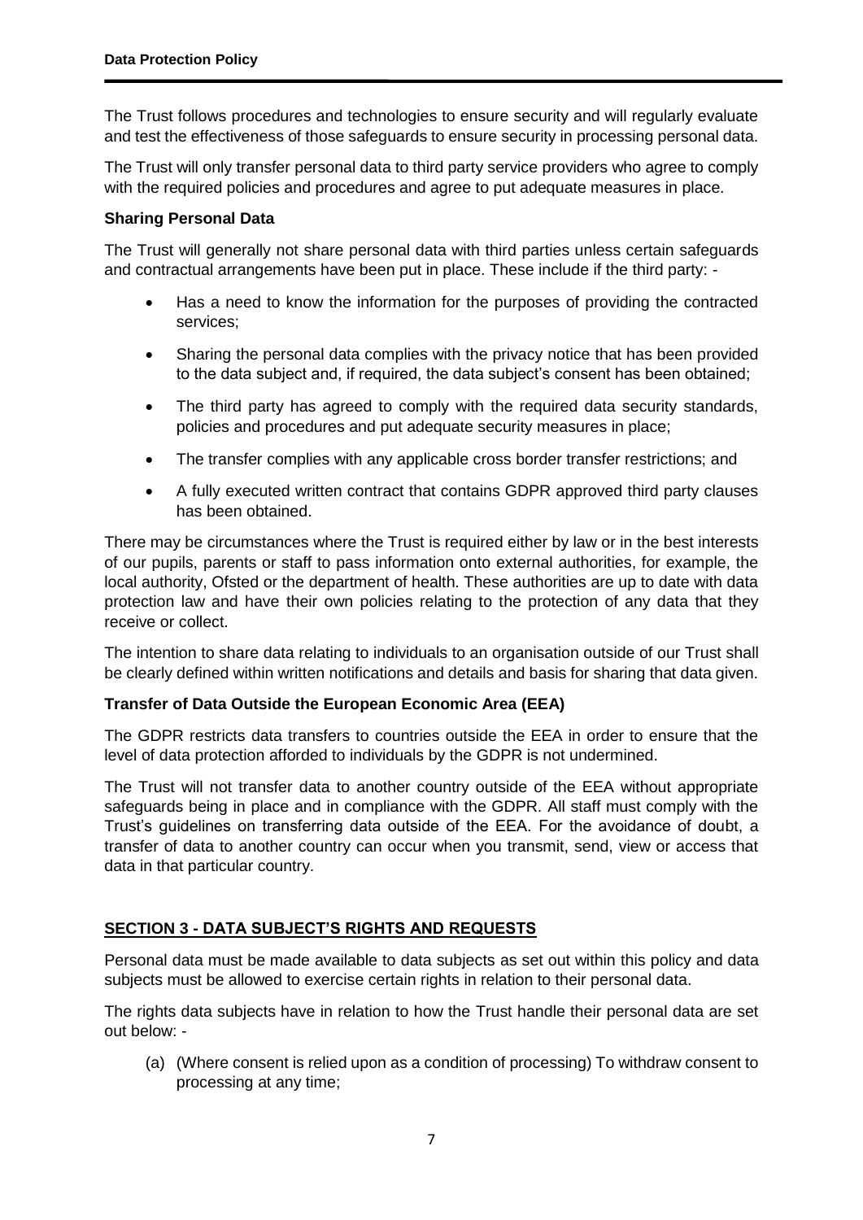The Trust follows procedures and technologies to ensure security and will regularly evaluate and test the effectiveness of those safeguards to ensure security in processing personal data.

The Trust will only transfer personal data to third party service providers who agree to comply with the required policies and procedures and agree to put adequate measures in place.

**Sharing Personal Data**

The Trust will generally not share personal data with third parties unless certain safeguards and contractual arrangements have been put in place. These include if the third party: -

- Has a need to know the information for the purposes of providing the contracted services;
- Sharing the personal data complies with the privacy notice that has been provided to the data subject and, if required, the data subject's consent has been obtained;
- The third party has agreed to comply with the required data security standards, policies and procedures and put adequate security measures in place;
- The transfer complies with any applicable cross border transfer restrictions; and
- A fully executed written contract that contains GDPR approved third party clauses has been obtained.

There may be circumstances where the Trust is required either by law or in the best interests of our pupils, parents or staff to pass information onto external authorities, for example, the local authority, Ofsted or the department of health. These authorities are up to date with data protection law and have their own policies relating to the protection of any data that they receive or collect.

The intention to share data relating to individuals to an organisation outside of our Trust shall be clearly defined within written notifications and details and basis for sharing that data given.

**Transfer of Data Outside the European Economic Area (EEA)**

The GDPR restricts data transfers to countries outside the EEA in order to ensure that the level of data protection afforded to individuals by the GDPR is not undermined.

The Trust will not transfer data to another country outside of the EEA without appropriate safeguards being in place and in compliance with the GDPR. All staff must comply with the Trust's guidelines on transferring data outside of the EEA. For the avoidance of doubt, a transfer of data to another country can occur when you transmit, send, view or access that data in that particular country.

## SECTION 3 - DATA SUBJECT'S RIGHTS AND REQUESTS

Personal data must be made available to data subjects as set out within this policy and data subjects must be allowed to exercise certain rights in relation to their personal data.

The rights data subjects have in relation to how the Trust handle their personal data are set out below: -

(a) (Where consent is relied upon as a condition of processing) To withdraw consent to processing at any time;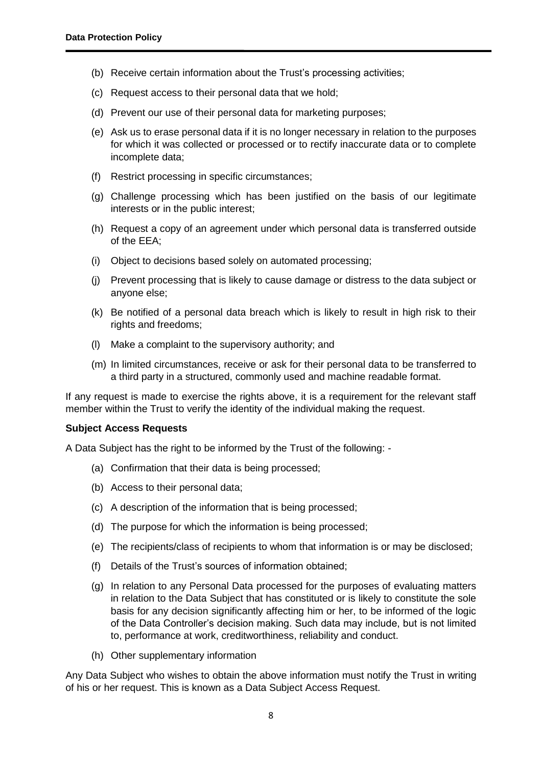(b) Receive certain information about the Trust's processing activities;

(c) Request access to their personal data that we hold;

(d) Prevent our use of their personal data for marketing purposes;

(e) Ask us to erase personal data if it is no longer necessary in relation to the purposes for which it was collected or processed or to rectify inaccurate data or to complete incomplete data;

(f) Restrict processing in specific circumstances;

(g) Challenge processing which has been justified on the basis of our legitimate interests or in the public interest;

(h) Request a copy of an agreement under which personal data is transferred outside of the EEA;

(i) Object to decisions based solely on automated processing;

(j) Prevent processing that is likely to cause damage or distress to the data subject or anyone else;

(k) Be notified of a personal data breach which is likely to result in high risk to their rights and freedoms;

(l) Make a complaint to the supervisory authority; and

(m) In limited circumstances, receive or ask for their personal data to be transferred to a third party in a structured, commonly used and machine readable format.

If any request is made to exercise the rights above, it is a requirement for the relevant staff member within the Trust to verify the identity of the individual making the request.

**Subject Access Requests**

A Data Subject has the right to be informed by the Trust of the following: -

(a) Confirmation that their data is being processed;

(b) Access to their personal data;

(c) A description of the information that is being processed;

(d) The purpose for which the information is being processed;

(e) The recipients/class of recipients to whom that information is or may be disclosed;

(f) Details of the Trust's sources of information obtained;

(g) In relation to any Personal Data processed for the purposes of evaluating matters in relation to the Data Subject that has constituted or is likely to constitute the sole basis for any decision significantly affecting him or her, to be informed of the logic of the Data Controller's decision making. Such data may include, but is not limited to, performance at work, creditworthiness, reliability and conduct.

(h) Other supplementary information

Any Data Subject who wishes to obtain the above information must notify the Trust in writing of his or her request. This is known as a Data Subject Access Request.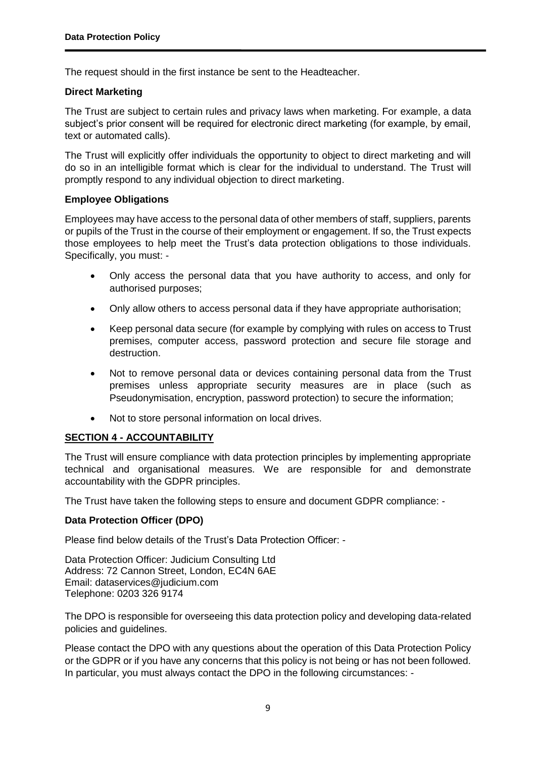The request should in the first instance be sent to the Headteacher.

**Direct Marketing**

The Trust are subject to certain rules and privacy laws when marketing. For example, a data subject's prior consent will be required for electronic direct marketing (for example, by email, text or automated calls).

The Trust will explicitly offer individuals the opportunity to object to direct marketing and will do so in an intelligible format which is clear for the individual to understand. The Trust will promptly respond to any individual objection to direct marketing.

**Employee Obligations**

Employees may have access to the personal data of other members of staff, suppliers, parents or pupils of the Trust in the course of their employment or engagement. If so, the Trust expects those employees to help meet the Trust's data protection obligations to those individuals. Specifically, you must: -

- Only access the personal data that you have authority to access, and only for authorised purposes;
- Only allow others to access personal data if they have appropriate authorisation;
- Keep personal data secure (for example by complying with rules on access to Trust premises, computer access, password protection and secure file storage and destruction.
- Not to remove personal data or devices containing personal data from the Trust premises unless appropriate security measures are in place (such as Pseudonymisation, encryption, password protection) to secure the information;
- Not to store personal information on local drives.

**SECTION 4 - ACCOUNTABILITY**

The Trust will ensure compliance with data protection principles by implementing appropriate technical and organisational measures. We are responsible for and demonstrate accountability with the GDPR principles.

The Trust have taken the following steps to ensure and document GDPR compliance: -

**Data Protection Officer (DPO)**

Please find below details of the Trust's Data Protection Officer: -

Data Protection Officer: Judicium Consulting Ltd
Address: 72 Cannon Street, London, EC4N 6AE
Email: dataservices@judicium.com
Telephone: 0203 326 9174

The DPO is responsible for overseeing this data protection policy and developing data-related policies and guidelines.

Please contact the DPO with any questions about the operation of this Data Protection Policy or the GDPR or if you have any concerns that this policy is not being or has not been followed. In particular, you must always contact the DPO in the following circumstances: -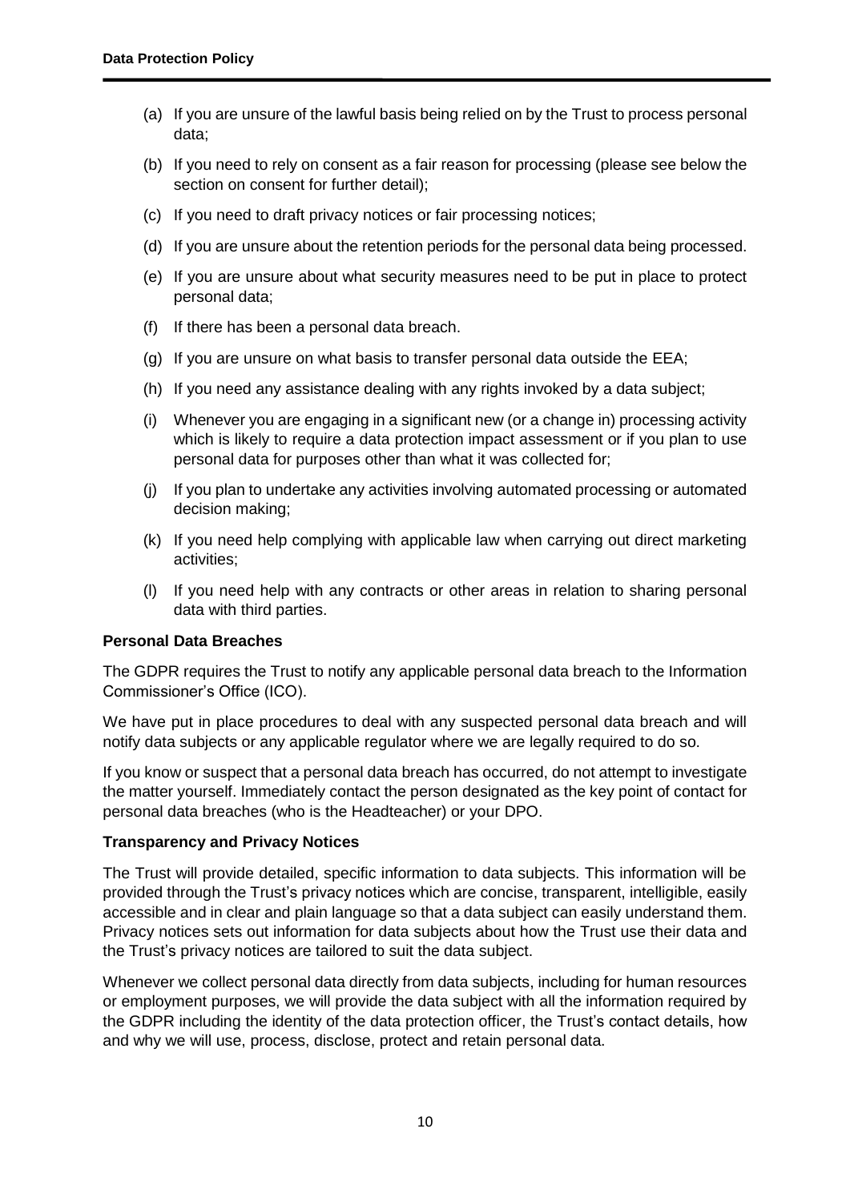(a) If you are unsure of the lawful basis being relied on by the Trust to process personal data;

(b) If you need to rely on consent as a fair reason for processing (please see below the section on consent for further detail);

(c) If you need to draft privacy notices or fair processing notices;

(d) If you are unsure about the retention periods for the personal data being processed.

(e) If you are unsure about what security measures need to be put in place to protect personal data;

(f) If there has been a personal data breach.

(g) If you are unsure on what basis to transfer personal data outside the EEA;

(h) If you need any assistance dealing with any rights invoked by a data subject;

(i) Whenever you are engaging in a significant new (or a change in) processing activity which is likely to require a data protection impact assessment or if you plan to use personal data for purposes other than what it was collected for;

(j) If you plan to undertake any activities involving automated processing or automated decision making;

(k) If you need help complying with applicable law when carrying out direct marketing activities;

(l) If you need help with any contracts or other areas in relation to sharing personal data with third parties.

**Personal Data Breaches**

The GDPR requires the Trust to notify any applicable personal data breach to the Information Commissioner's Office (ICO).

We have put in place procedures to deal with any suspected personal data breach and will notify data subjects or any applicable regulator where we are legally required to do so.

If you know or suspect that a personal data breach has occurred, do not attempt to investigate the matter yourself. Immediately contact the person designated as the key point of contact for personal data breaches (who is the Headteacher) or your DPO.

**Transparency and Privacy Notices**

The Trust will provide detailed, specific information to data subjects. This information will be provided through the Trust's privacy notices which are concise, transparent, intelligible, easily accessible and in clear and plain language so that a data subject can easily understand them. Privacy notices sets out information for data subjects about how the Trust use their data and the Trust's privacy notices are tailored to suit the data subject.

Whenever we collect personal data directly from data subjects, including for human resources or employment purposes, we will provide the data subject with all the information required by the GDPR including the identity of the data protection officer, the Trust's contact details, how and why we will use, process, disclose, protect and retain personal data.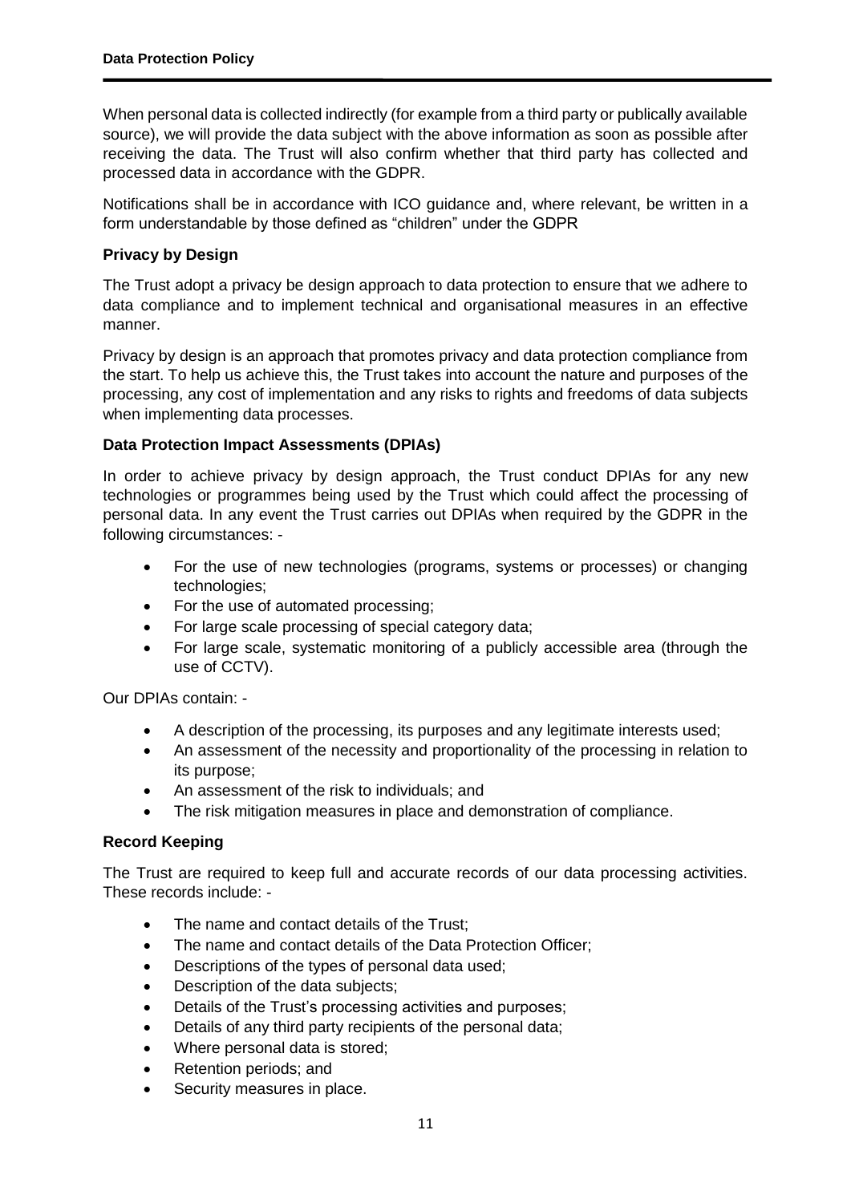When personal data is collected indirectly (for example from a third party or publically available source), we will provide the data subject with the above information as soon as possible after receiving the data. The Trust will also confirm whether that third party has collected and processed data in accordance with the GDPR.

Notifications shall be in accordance with ICO guidance and, where relevant, be written in a form understandable by those defined as "children" under the GDPR

**Privacy by Design**

The Trust adopt a privacy be design approach to data protection to ensure that we adhere to data compliance and to implement technical and organisational measures in an effective manner.

Privacy by design is an approach that promotes privacy and data protection compliance from the start. To help us achieve this, the Trust takes into account the nature and purposes of the processing, any cost of implementation and any risks to rights and freedoms of data subjects when implementing data processes.

**Data Protection Impact Assessments (DPIAs)**

In order to achieve privacy by design approach, the Trust conduct DPIAs for any new technologies or programmes being used by the Trust which could affect the processing of personal data. In any event the Trust carries out DPIAs when required by the GDPR in the following circumstances: -

- For the use of new technologies (programs, systems or processes) or changing technologies;
- For the use of automated processing;
- For large scale processing of special category data;
- For large scale, systematic monitoring of a publicly accessible area (through the use of CCTV).

Our DPIAs contain: -

- A description of the processing, its purposes and any legitimate interests used;
- An assessment of the necessity and proportionality of the processing in relation to its purpose;
- An assessment of the risk to individuals; and
- The risk mitigation measures in place and demonstration of compliance.

**Record Keeping**

The Trust are required to keep full and accurate records of our data processing activities. These records include: -

- The name and contact details of the Trust;
- The name and contact details of the Data Protection Officer;
- Descriptions of the types of personal data used;
- Description of the data subjects;
- Details of the Trust's processing activities and purposes;
- Details of any third party recipients of the personal data;
- Where personal data is stored;
- Retention periods; and
- Security measures in place.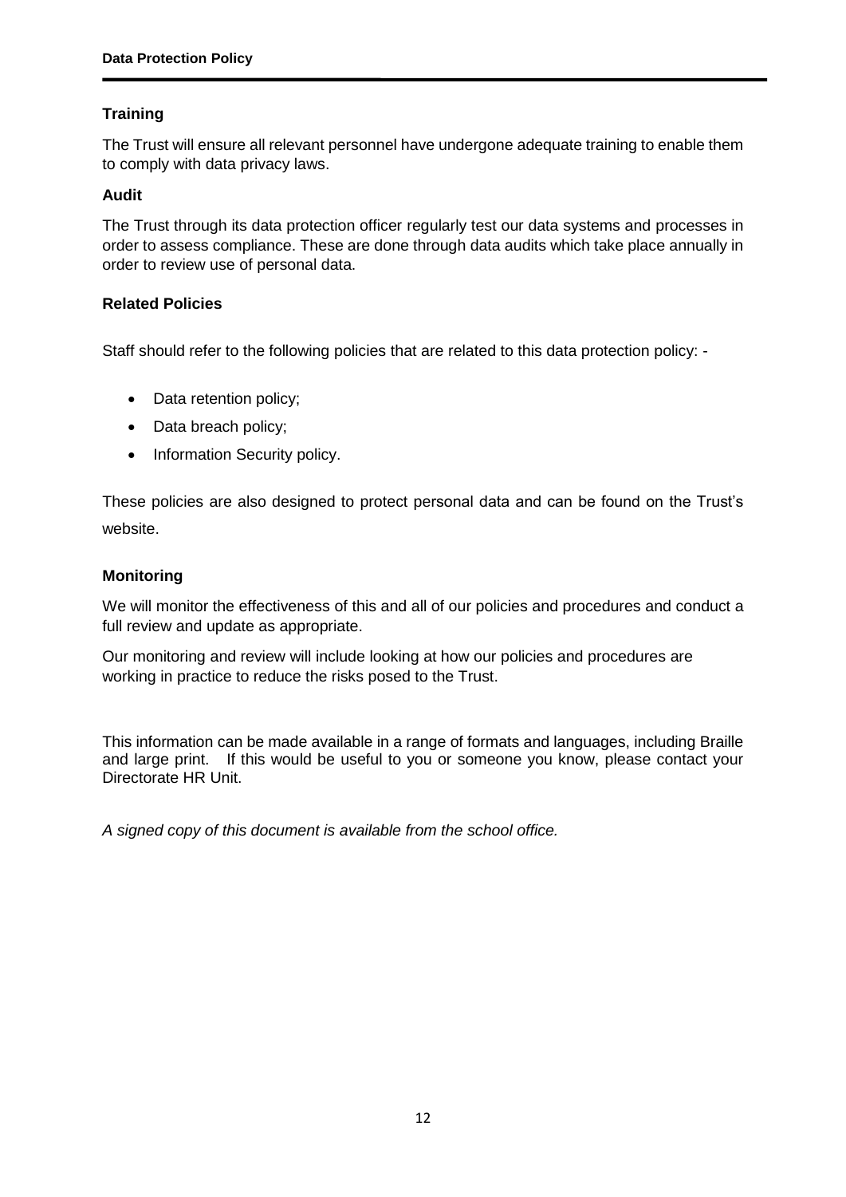### Training

The Trust will ensure all relevant personnel have undergone adequate training to enable them to comply with data privacy laws.

### Audit

The Trust through its data protection officer regularly test our data systems and processes in order to assess compliance. These are done through data audits which take place annually in order to review use of personal data.

### Related Policies

Staff should refer to the following policies that are related to this data protection policy: -

- Data retention policy;
- Data breach policy;
- Information Security policy.

These policies are also designed to protect personal data and can be found on the Trust's website.

### Monitoring

We will monitor the effectiveness of this and all of our policies and procedures and conduct a full review and update as appropriate.

Our monitoring and review will include looking at how our policies and procedures are working in practice to reduce the risks posed to the Trust.

This information can be made available in a range of formats and languages, including Braille and large print. If this would be useful to you or someone you know, please contact your Directorate HR Unit.

*A signed copy of this document is available from the school office.*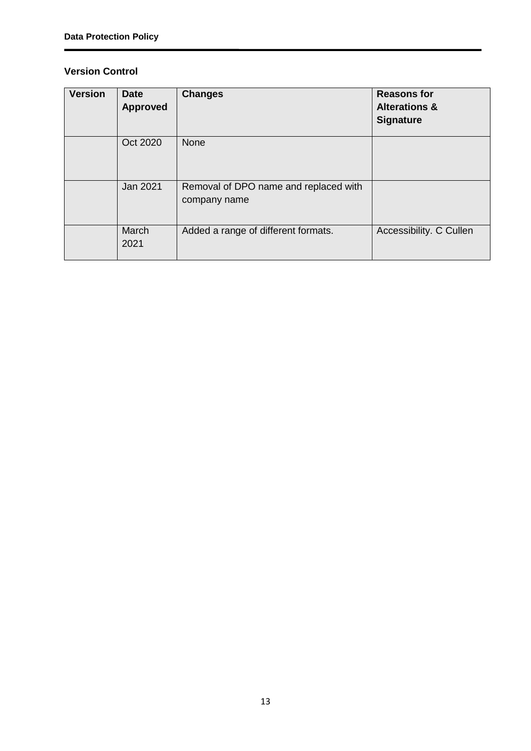**Version Control**

| Version | Date Approved | Changes | Reasons for Alterations & Signature |
|---|---|---|---|
| | Oct 2020 | None | |
| | Jan 2021 | Removal of DPO name and replaced with company name | |
| | March 2021 | Added a range of different formats. | Accessibility. C Cullen |